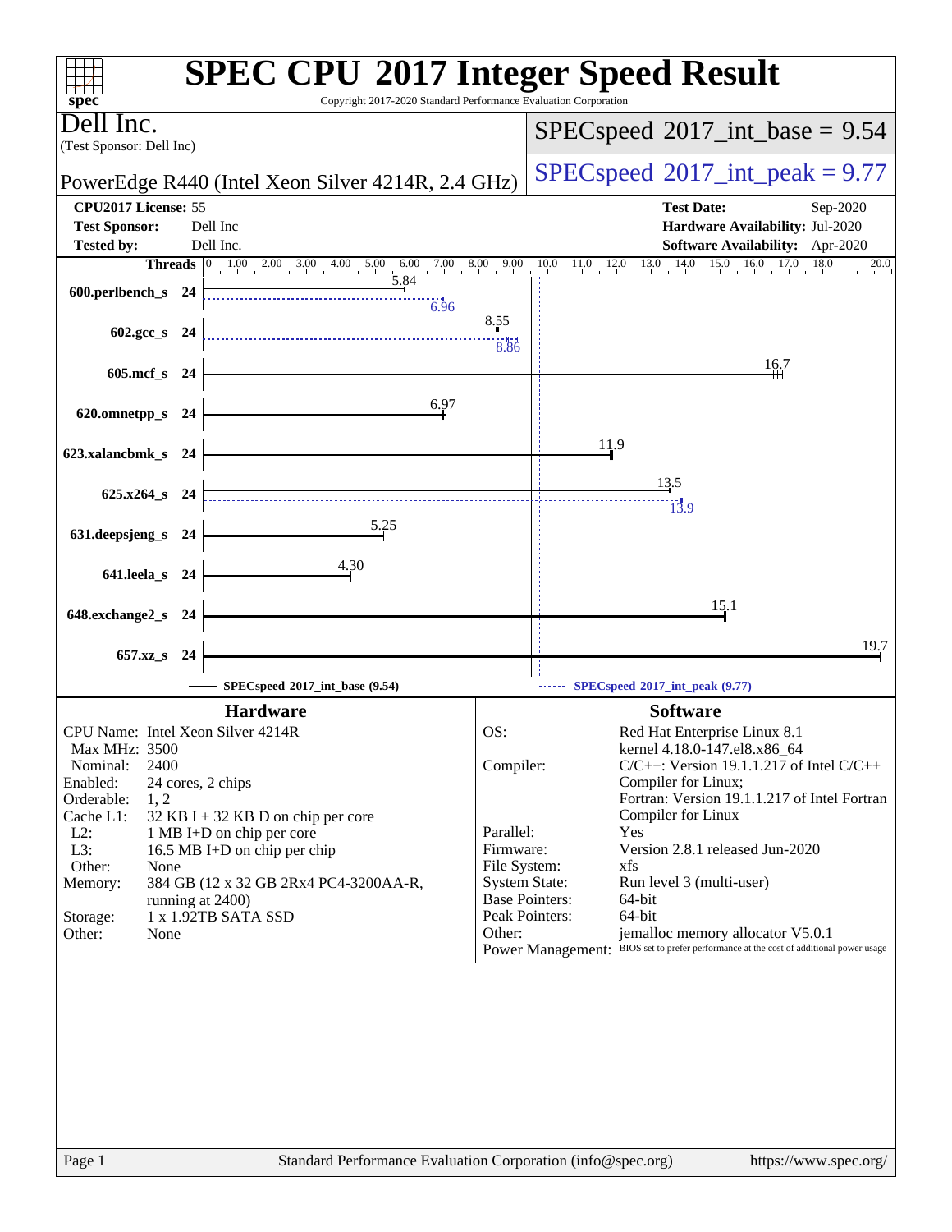# SPEC CPU 2017 Integer Speed Result

Copyright 2017-2020 Standard Performance Evaluation Corporation

**Dell Inc.**
(Test Sponsor: Dell Inc)

**PowerEdge R440 (Intel Xeon Silver 4214R, 2.4 GHz)**

SPECspeed 2017_int_base = 9.54

SPECspeed 2017_int_peak = 9.77

| | | | |
|---|---|---|---|
| **CPU2017 License:** | 55 | **Test Date:** | Sep-2020 |
| **Test Sponsor:** | Dell Inc | **Hardware Availability:** | Jul-2020 |
| **Tested by:** | Dell Inc. | **Software Availability:** | Apr-2020 |

| Benchmark | Threads | Base | Peak |
|---|---|---|---|
| 600.perlbench_s | 24 | 5.84 | 6.96 |
| 602.gcc_s | 24 | 8.55 | 8.86 |
| 605.mcf_s | 24 | 16.7 | |
| 620.omnetpp_s | 24 | 6.97 | |
| 623.xalancbmk_s | 24 | 11.9 | |
| 625.x264_s | 24 | 13.5 | 13.9 |
| 631.deepsjeng_s | 24 | 5.25 | |
| 641.leela_s | 24 | 4.30 | |
| 648.exchange2_s | 24 | 15.1 | |
| 657.xz_s | 24 | 19.7 | |

SPECspeed 2017_int_base (9.54)
SPECspeed 2017_int_peak (9.77)

## Hardware

| | |
|---|---|
| CPU Name: | Intel Xeon Silver 4214R |
| Max MHz: | 3500 |
| Nominal: | 2400 |
| Enabled: | 24 cores, 2 chips |
| Orderable: | 1, 2 |
| Cache L1: | 32 KB I + 32 KB D on chip per core |
| L2: | 1 MB I+D on chip per core |
| L3: | 16.5 MB I+D on chip per chip |
| Other: | None |
| Memory: | 384 GB (12 x 32 GB 2Rx4 PC4-3200AA-R, running at 2400) |
| Storage: | 1 x 1.92TB SATA SSD |
| Other: | None |

## Software

| | |
|---|---|
| OS: | Red Hat Enterprise Linux 8.1<br>kernel 4.18.0-147.el8.x86_64 |
| Compiler: | C/C++: Version 19.1.1.217 of Intel C/C++ Compiler for Linux;<br>Fortran: Version 19.1.1.217 of Intel Fortran Compiler for Linux |
| Parallel: | Yes |
| Firmware: | Version 2.8.1 released Jun-2020 |
| File System: | xfs |
| System State: | Run level 3 (multi-user) |
| Base Pointers: | 64-bit |
| Peak Pointers: | 64-bit |
| Other: | jemalloc memory allocator V5.0.1 |
| Power Management: | BIOS set to prefer performance at the cost of additional power usage |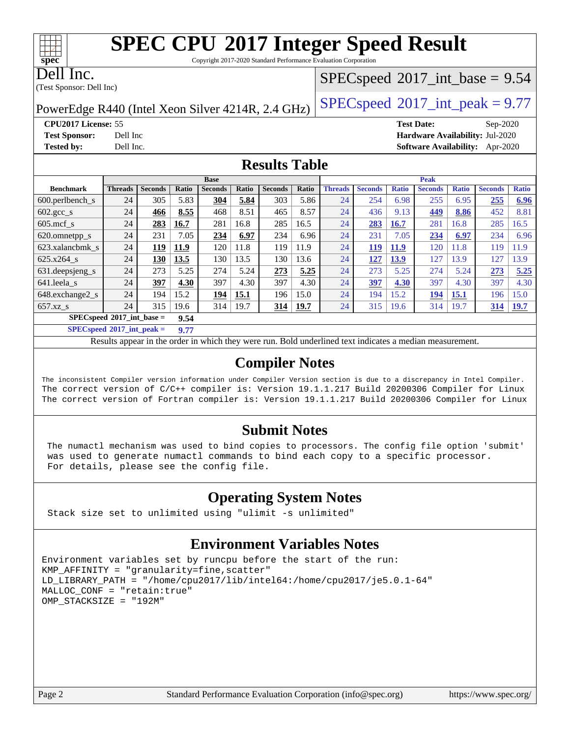# SPEC CPU 2017 Integer Speed Result

Copyright 2017-2020 Standard Performance Evaluation Corporation

Dell Inc.
(Test Sponsor: Dell Inc)

PowerEdge R440 (Intel Xeon Silver 4214R, 2.4 GHz)

SPECspeed 2017_int_base = 9.54

SPECspeed 2017_int_peak = 9.77

**CPU2017 License:** 55
**Test Sponsor:** Dell Inc
**Tested by:** Dell Inc.

**Test Date:** Sep-2020
**Hardware Availability:** Jul-2020
**Software Availability:** Apr-2020

## Results Table

| Benchmark | Base | | | | | | | Peak | | | | | | |
|---|---|---|---|---|---|---|---|---|---|---|---|---|---|---|
| | Threads | Seconds | Ratio | Seconds | Ratio | Seconds | Ratio | Threads | Seconds | Ratio | Seconds | Ratio | Seconds | Ratio |
| 600.perlbench_s | 24 | 305 | 5.83 | **304** | **5.84** | 303 | 5.86 | 24 | 254 | 6.98 | 255 | 6.95 | **255** | **6.96** |
| 602.gcc_s | 24 | **466** | **8.55** | 468 | 8.51 | 465 | 8.57 | 24 | 436 | 9.13 | **449** | **8.86** | 452 | 8.81 |
| 605.mcf_s | 24 | **283** | **16.7** | 281 | 16.8 | 285 | 16.5 | 24 | **283** | **16.7** | 281 | 16.8 | 285 | 16.5 |
| 620.omnetpp_s | 24 | 231 | 7.05 | **234** | **6.97** | 234 | 6.96 | 24 | 231 | 7.05 | **234** | **6.97** | 234 | 6.96 |
| 623.xalancbmk_s | 24 | **119** | **11.9** | 120 | 11.8 | 119 | 11.9 | 24 | **119** | **11.9** | 120 | 11.8 | 119 | 11.9 |
| 625.x264_s | 24 | **130** | **13.5** | 130 | 13.5 | 130 | 13.6 | 24 | **127** | **13.9** | 127 | 13.9 | 127 | 13.9 |
| 631.deepsjeng_s | 24 | 273 | 5.25 | 274 | 5.24 | **273** | **5.25** | 24 | 273 | 5.25 | 274 | 5.24 | **273** | **5.25** |
| 641.leela_s | 24 | **397** | **4.30** | 397 | 4.30 | 397 | 4.30 | 24 | **397** | **4.30** | 397 | 4.30 | 397 | 4.30 |
| 648.exchange2_s | 24 | 194 | 15.2 | **194** | **15.1** | 196 | 15.0 | 24 | 194 | 15.2 | **194** | **15.1** | 196 | 15.0 |
| 657.xz_s | 24 | 315 | 19.6 | 314 | 19.7 | **314** | **19.7** | 24 | 315 | 19.6 | 314 | 19.7 | **314** | **19.7** |

**SPECspeed 2017_int_base = 9.54**

**SPECspeed 2017_int_peak = 9.77**

Results appear in the order in which they were run. Bold underlined text indicates a median measurement.

## Compiler Notes

```
The inconsistent Compiler version information under Compiler Version section is due to a discrepancy in Intel Compiler.
The correct version of C/C++ compiler is: Version 19.1.1.217 Build 20200306 Compiler for Linux
The correct version of Fortran compiler is: Version 19.1.1.217 Build 20200306 Compiler for Linux
```

## Submit Notes

```
The numactl mechanism was used to bind copies to processors. The config file option 'submit'
was used to generate numactl commands to bind each copy to a specific processor.
For details, please see the config file.
```

## Operating System Notes

```
Stack size set to unlimited using "ulimit -s unlimited"
```

## Environment Variables Notes

```
Environment variables set by runcpu before the start of the run:
KMP_AFFINITY = "granularity=fine,scatter"
LD_LIBRARY_PATH = "/home/cpu2017/lib/intel64:/home/cpu2017/je5.0.1-64"
MALLOC_CONF = "retain:true"
OMP_STACKSIZE = "192M"
```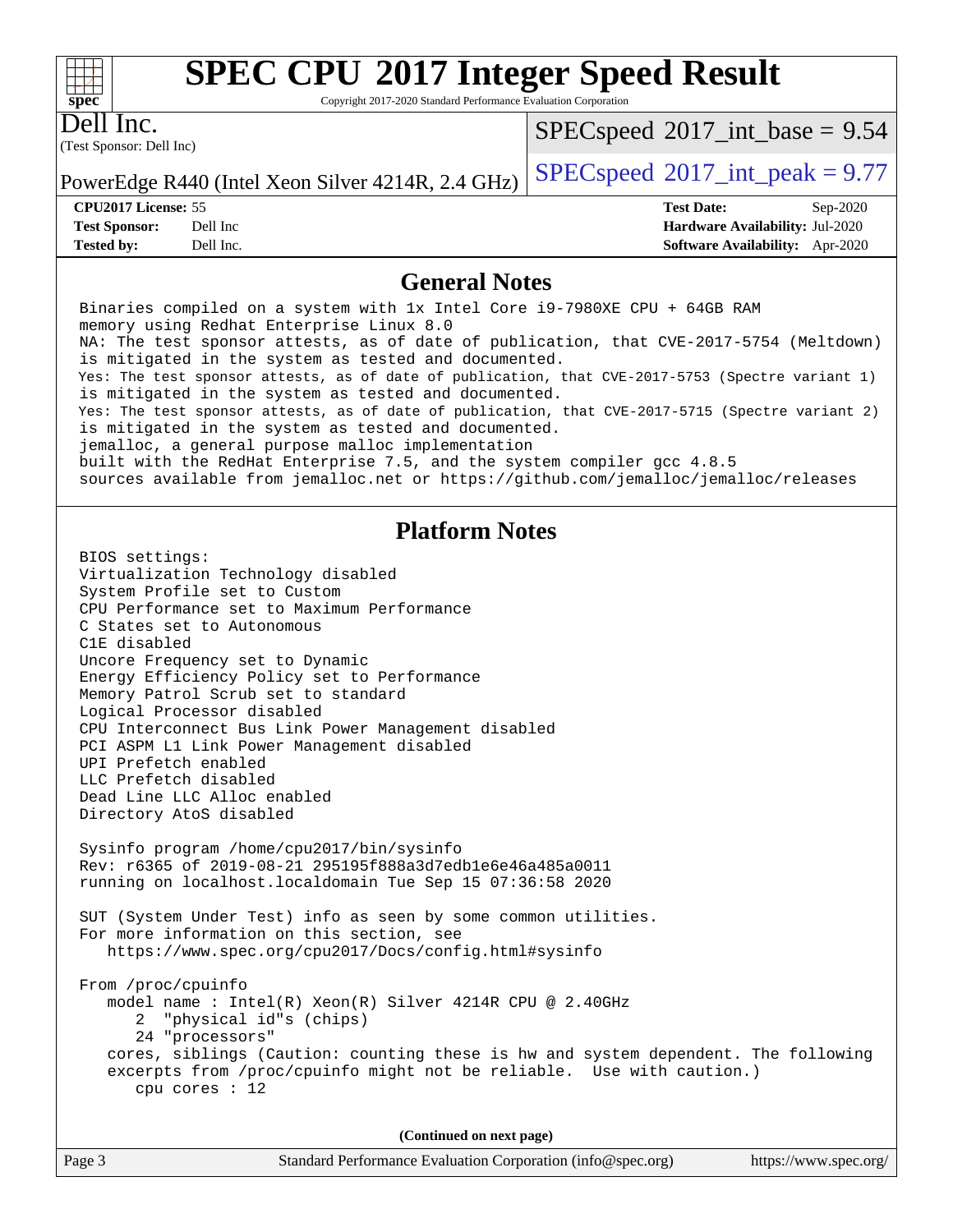# SPEC CPU 2017 Integer Speed Result

Copyright 2017-2020 Standard Performance Evaluation Corporation

**Dell Inc.**
(Test Sponsor: Dell Inc)

PowerEdge R440 (Intel Xeon Silver 4214R, 2.4 GHz)

SPECspeed 2017_int_base = 9.54

SPECspeed 2017_int_peak = 9.77

| | | | |
|---|---|---|---|
| **CPU2017 License:** | 55 | **Test Date:** | Sep-2020 |
| **Test Sponsor:** | Dell Inc | **Hardware Availability:** | Jul-2020 |
| **Tested by:** | Dell Inc. | **Software Availability:** | Apr-2020 |

## General Notes

```
Binaries compiled on a system with 1x Intel Core i9-7980XE CPU + 64GB RAM
memory using Redhat Enterprise Linux 8.0
NA: The test sponsor attests, as of date of publication, that CVE-2017-5754 (Meltdown)
is mitigated in the system as tested and documented.
Yes: The test sponsor attests, as of date of publication, that CVE-2017-5753 (Spectre variant 1)
is mitigated in the system as tested and documented.
Yes: The test sponsor attests, as of date of publication, that CVE-2017-5715 (Spectre variant 2)
is mitigated in the system as tested and documented.
jemalloc, a general purpose malloc implementation
built with the RedHat Enterprise 7.5, and the system compiler gcc 4.8.5
sources available from jemalloc.net or https://github.com/jemalloc/jemalloc/releases
```

## Platform Notes

```
BIOS settings:
Virtualization Technology disabled
System Profile set to Custom
CPU Performance set to Maximum Performance
C States set to Autonomous
C1E disabled
Uncore Frequency set to Dynamic
Energy Efficiency Policy set to Performance
Memory Patrol Scrub set to standard
Logical Processor disabled
CPU Interconnect Bus Link Power Management disabled
PCI ASPM L1 Link Power Management disabled
UPI Prefetch enabled
LLC Prefetch disabled
Dead Line LLC Alloc enabled
Directory AtoS disabled

Sysinfo program /home/cpu2017/bin/sysinfo
Rev: r6365 of 2019-08-21 295195f888a3d7edb1e6e46a485a0011
running on localhost.localdomain Tue Sep 15 07:36:58 2020

SUT (System Under Test) info as seen by some common utilities.
For more information on this section, see
   https://www.spec.org/cpu2017/Docs/config.html#sysinfo

From /proc/cpuinfo
   model name : Intel(R) Xeon(R) Silver 4214R CPU @ 2.40GHz
      2  "physical id"s (chips)
      24 "processors"
   cores, siblings (Caution: counting these is hw and system dependent. The following
   excerpts from /proc/cpuinfo might not be reliable.  Use with caution.)
      cpu cores : 12
```

**(Continued on next page)**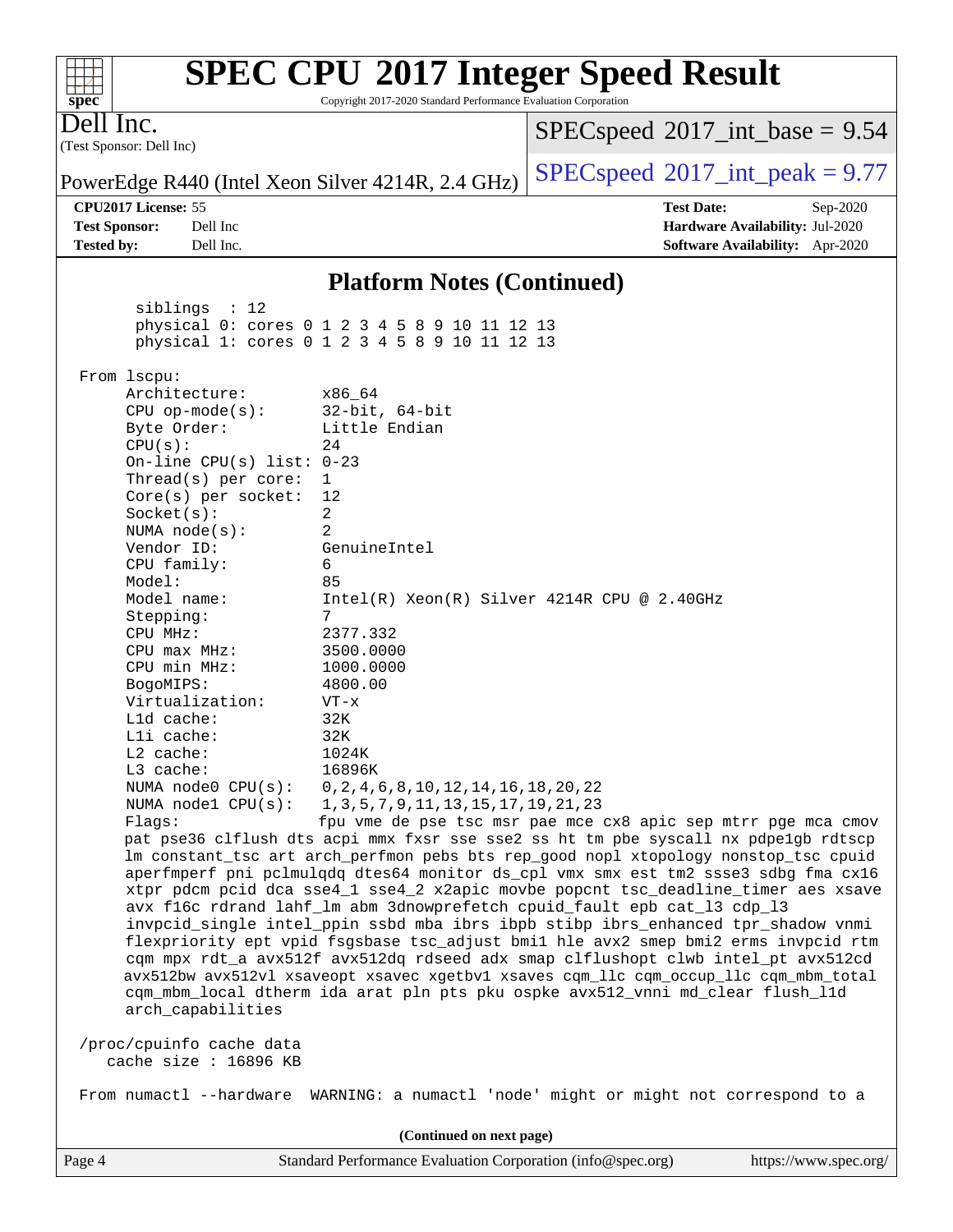## Platform Notes (Continued)

```
      siblings  : 12
      physical 0: cores 0 1 2 3 4 5 8 9 10 11 12 13
      physical 1: cores 0 1 2 3 4 5 8 9 10 11 12 13

From lscpu:
     Architecture:        x86_64
     CPU op-mode(s):      32-bit, 64-bit
     Byte Order:          Little Endian
     CPU(s):              24
     On-line CPU(s) list: 0-23
     Thread(s) per core:  1
     Core(s) per socket:  12
     Socket(s):           2
     NUMA node(s):        2
     Vendor ID:           GenuineIntel
     CPU family:          6
     Model:               85
     Model name:          Intel(R) Xeon(R) Silver 4214R CPU @ 2.40GHz
     Stepping:            7
     CPU MHz:             2377.332
     CPU max MHz:         3500.0000
     CPU min MHz:         1000.0000
     BogoMIPS:            4800.00
     Virtualization:      VT-x
     L1d cache:           32K
     L1i cache:           32K
     L2 cache:            1024K
     L3 cache:            16896K
     NUMA node0 CPU(s):   0,2,4,6,8,10,12,14,16,18,20,22
     NUMA node1 CPU(s):   1,3,5,7,9,11,13,15,17,19,21,23
     Flags:               fpu vme de pse tsc msr pae mce cx8 apic sep mtrr pge mca cmov
     pat pse36 clflush dts acpi mmx fxsr sse sse2 ss ht tm pbe syscall nx pdpe1gb rdtscp
     lm constant_tsc art arch_perfmon pebs bts rep_good nopl xtopology nonstop_tsc cpuid
     aperfmperf pni pclmulqdq dtes64 monitor ds_cpl vmx smx est tm2 ssse3 sdbg fma cx16
     xtpr pdcm pcid dca sse4_1 sse4_2 x2apic movbe popcnt tsc_deadline_timer aes xsave
     avx f16c rdrand lahf_lm abm 3dnowprefetch cpuid_fault epb cat_l3 cdp_l3
     invpcid_single intel_ppin ssbd mba ibrs ibpb stibp ibrs_enhanced tpr_shadow vnmi
     flexpriority ept vpid fsgsbase tsc_adjust bmi1 hle avx2 smep bmi2 erms invpcid rtm
     cqm mpx rdt_a avx512f avx512dq rdseed adx smap clflushopt clwb intel_pt avx512cd
     avx512bw avx512vl xsaveopt xsavec xgetbv1 xsaves cqm_llc cqm_occup_llc cqm_mbm_total
     cqm_mbm_local dtherm ida arat pln pts pku ospke avx512_vnni md_clear flush_l1d
     arch_capabilities

/proc/cpuinfo cache data
   cache size : 16896 KB

From numactl --hardware  WARNING: a numactl 'node' might or might not correspond to a
```

(Continued on next page)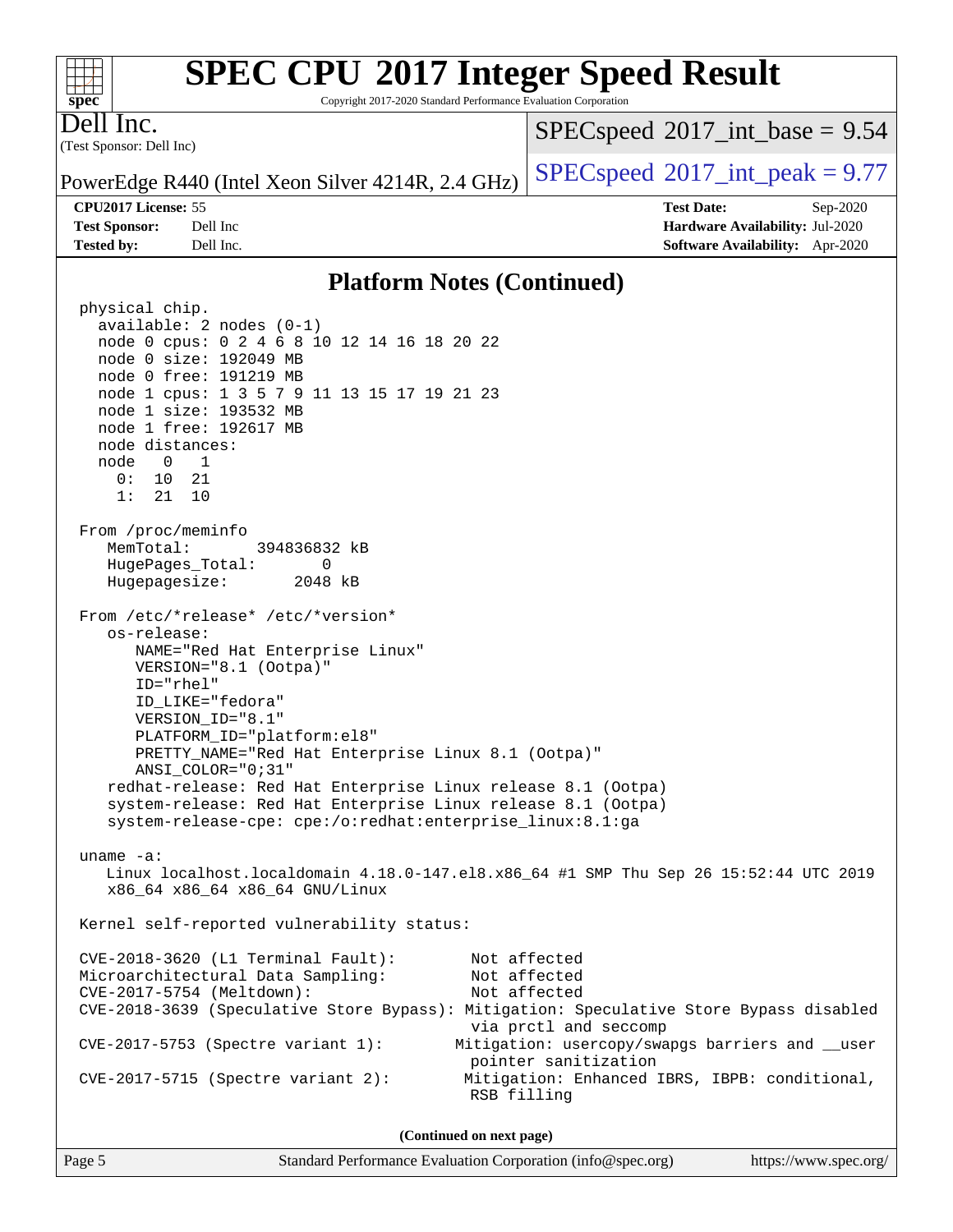## Platform Notes (Continued)

```
physical chip.
  available: 2 nodes (0-1)
  node 0 cpus: 0 2 4 6 8 10 12 14 16 18 20 22
  node 0 size: 192049 MB
  node 0 free: 191219 MB
  node 1 cpus: 1 3 5 7 9 11 13 15 17 19 21 23
  node 1 size: 193532 MB
  node 1 free: 192617 MB
  node distances:
  node   0   1
    0:  10  21
    1:  21  10

From /proc/meminfo
   MemTotal:       394836832 kB
   HugePages_Total:       0
   Hugepagesize:       2048 kB

From /etc/*release* /etc/*version*
   os-release:
      NAME="Red Hat Enterprise Linux"
      VERSION="8.1 (Ootpa)"
      ID="rhel"
      ID_LIKE="fedora"
      VERSION_ID="8.1"
      PLATFORM_ID="platform:el8"
      PRETTY_NAME="Red Hat Enterprise Linux 8.1 (Ootpa)"
      ANSI_COLOR="0;31"
   redhat-release: Red Hat Enterprise Linux release 8.1 (Ootpa)
   system-release: Red Hat Enterprise Linux release 8.1 (Ootpa)
   system-release-cpe: cpe:/o:redhat:enterprise_linux:8.1:ga

uname -a:
   Linux localhost.localdomain 4.18.0-147.el8.x86_64 #1 SMP Thu Sep 26 15:52:44 UTC 2019
   x86_64 x86_64 x86_64 GNU/Linux

Kernel self-reported vulnerability status:

CVE-2018-3620 (L1 Terminal Fault):         Not affected
Microarchitectural Data Sampling:          Not affected
CVE-2017-5754 (Meltdown):                  Not affected
CVE-2018-3639 (Speculative Store Bypass): Mitigation: Speculative Store Bypass disabled
                                           via prctl and seccomp
CVE-2017-5753 (Spectre variant 1):        Mitigation: usercopy/swapgs barriers and __user
                                           pointer sanitization
CVE-2017-5715 (Spectre variant 2):         Mitigation: Enhanced IBRS, IBPB: conditional,
                                           RSB filling
```

**(Continued on next page)**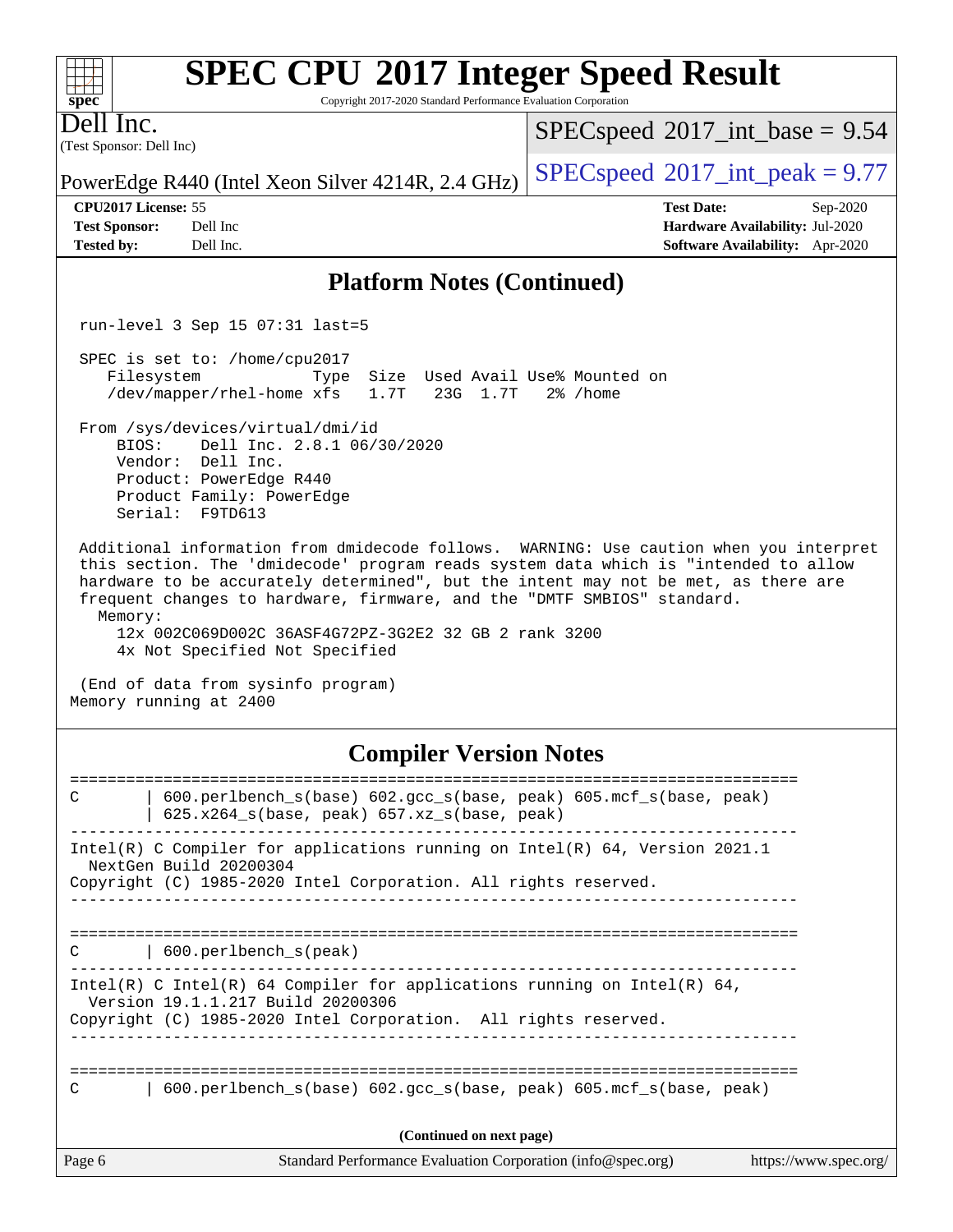# SPEC CPU 2017 Integer Speed Result

Copyright 2017-2020 Standard Performance Evaluation Corporation

Dell Inc.
(Test Sponsor: Dell Inc)

PowerEdge R440 (Intel Xeon Silver 4214R, 2.4 GHz)

SPECspeed 2017_int_base = 9.54

SPECspeed 2017_int_peak = 9.77

**CPU2017 License:** 55
**Test Sponsor:** Dell Inc
**Tested by:** Dell Inc.

**Test Date:** Sep-2020
**Hardware Availability:** Jul-2020
**Software Availability:** Apr-2020

## Platform Notes (Continued)

```
 run-level 3 Sep 15 07:31 last=5

 SPEC is set to: /home/cpu2017
    Filesystem            Type  Size  Used Avail Use% Mounted on
    /dev/mapper/rhel-home xfs   1.7T   23G  1.7T   2% /home

 From /sys/devices/virtual/dmi/id
     BIOS:    Dell Inc. 2.8.1 06/30/2020
     Vendor:  Dell Inc.
     Product: PowerEdge R440
     Product Family: PowerEdge
     Serial:  F9TD613

 Additional information from dmidecode follows.  WARNING: Use caution when you interpret
 this section. The 'dmidecode' program reads system data which is "intended to allow
 hardware to be accurately determined", but the intent may not be met, as there are
 frequent changes to hardware, firmware, and the "DMTF SMBIOS" standard.
   Memory:
     12x 002C069D002C 36ASF4G72PZ-3G2E2 32 GB 2 rank 3200
     4x Not Specified Not Specified

 (End of data from sysinfo program)
Memory running at 2400
```

## Compiler Version Notes

```
==============================================================================
C       | 600.perlbench_s(base) 602.gcc_s(base, peak) 605.mcf_s(base, peak)
        | 625.x264_s(base, peak) 657.xz_s(base, peak)
------------------------------------------------------------------------------
Intel(R) C Compiler for applications running on Intel(R) 64, Version 2021.1
  NextGen Build 20200304
Copyright (C) 1985-2020 Intel Corporation. All rights reserved.
------------------------------------------------------------------------------

==============================================================================
C       | 600.perlbench_s(peak)
------------------------------------------------------------------------------
Intel(R) C Intel(R) 64 Compiler for applications running on Intel(R) 64,
  Version 19.1.1.217 Build 20200306
Copyright (C) 1985-2020 Intel Corporation.  All rights reserved.
------------------------------------------------------------------------------

==============================================================================
C       | 600.perlbench_s(base) 602.gcc_s(base, peak) 605.mcf_s(base, peak)
```

(Continued on next page)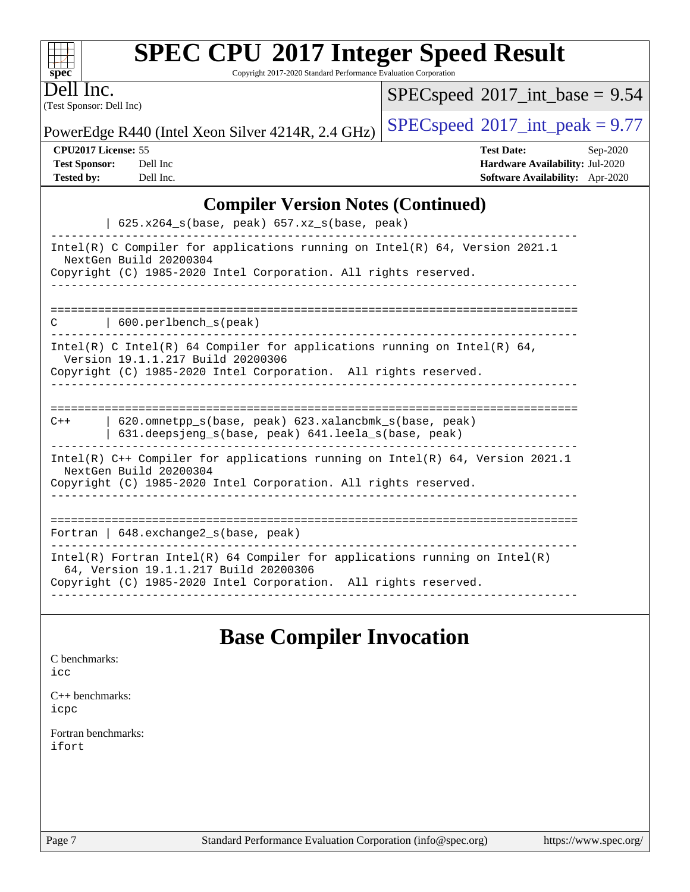# SPEC CPU 2017 Integer Speed Result

Copyright 2017-2020 Standard Performance Evaluation Corporation

**Dell Inc.**
(Test Sponsor: Dell Inc)

PowerEdge R440 (Intel Xeon Silver 4214R, 2.4 GHz)

SPECspeed 2017_int_base = 9.54
SPECspeed 2017_int_peak = 9.77

| | | | |
|---|---|---|---|
| **CPU2017 License:** | 55 | **Test Date:** | Sep-2020 |
| **Test Sponsor:** | Dell Inc | **Hardware Availability:** | Jul-2020 |
| **Tested by:** | Dell Inc. | **Software Availability:** | Apr-2020 |

## Compiler Version Notes (Continued)

```
         | 625.x264_s(base, peak) 657.xz_s(base, peak)
------------------------------------------------------------------------------
Intel(R) C Compiler for applications running on Intel(R) 64, Version 2021.1
  NextGen Build 20200304
Copyright (C) 1985-2020 Intel Corporation. All rights reserved.
------------------------------------------------------------------------------

==============================================================================
C        | 600.perlbench_s(peak)
------------------------------------------------------------------------------
Intel(R) C Intel(R) 64 Compiler for applications running on Intel(R) 64,
  Version 19.1.1.217 Build 20200306
Copyright (C) 1985-2020 Intel Corporation.  All rights reserved.
------------------------------------------------------------------------------

==============================================================================
C++      | 620.omnetpp_s(base, peak) 623.xalancbmk_s(base, peak)
         | 631.deepsjeng_s(base, peak) 641.leela_s(base, peak)
------------------------------------------------------------------------------
Intel(R) C++ Compiler for applications running on Intel(R) 64, Version 2021.1
  NextGen Build 20200304
Copyright (C) 1985-2020 Intel Corporation. All rights reserved.
------------------------------------------------------------------------------

==============================================================================
Fortran | 648.exchange2_s(base, peak)
------------------------------------------------------------------------------
Intel(R) Fortran Intel(R) 64 Compiler for applications running on Intel(R)
  64, Version 19.1.1.217 Build 20200306
Copyright (C) 1985-2020 Intel Corporation.  All rights reserved.
------------------------------------------------------------------------------
```

## Base Compiler Invocation

C benchmarks:
icc

C++ benchmarks:
icpc

Fortran benchmarks:
ifort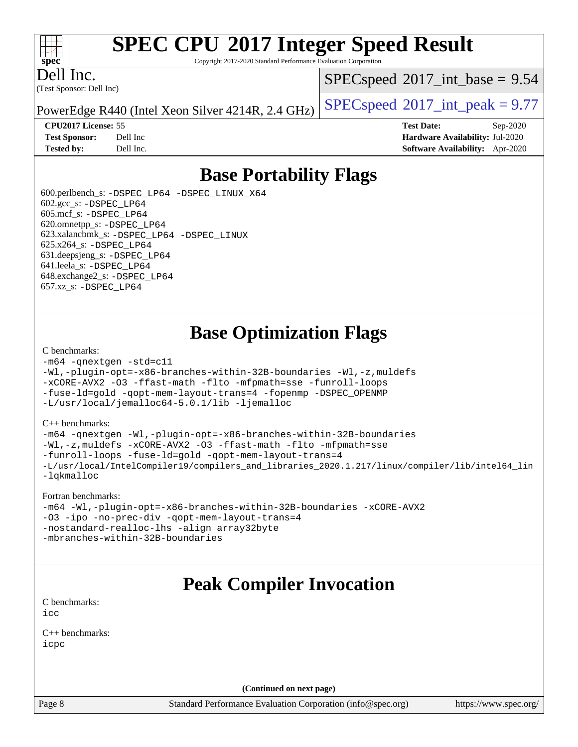# Base Portability Flags

600.perlbench_s: -DSPEC_LP64 -DSPEC_LINUX_X64
602.gcc_s: -DSPEC_LP64
605.mcf_s: -DSPEC_LP64
620.omnetpp_s: -DSPEC_LP64
623.xalancbmk_s: -DSPEC_LP64 -DSPEC_LINUX
625.x264_s: -DSPEC_LP64
631.deepsjeng_s: -DSPEC_LP64
641.leela_s: -DSPEC_LP64
648.exchange2_s: -DSPEC_LP64
657.xz_s: -DSPEC_LP64

# Base Optimization Flags

C benchmarks:

```
-m64 -qnextgen -std=c11
-Wl,-plugin-opt=-x86-branches-within-32B-boundaries -Wl,-z,muldefs
-xCORE-AVX2 -O3 -ffast-math -flto -mfpmath=sse -funroll-loops
-fuse-ld=gold -qopt-mem-layout-trans=4 -fopenmp -DSPEC_OPENMP
-L/usr/local/jemalloc64-5.0.1/lib -ljemalloc
```

C++ benchmarks:

```
-m64 -qnextgen -Wl,-plugin-opt=-x86-branches-within-32B-boundaries
-Wl,-z,muldefs -xCORE-AVX2 -O3 -ffast-math -flto -mfpmath=sse
-funroll-loops -fuse-ld=gold -qopt-mem-layout-trans=4
-L/usr/local/IntelCompiler19/compilers_and_libraries_2020.1.217/linux/compiler/lib/intel64_lin
-lqkmalloc
```

Fortran benchmarks:

```
-m64 -Wl,-plugin-opt=-x86-branches-within-32B-boundaries -xCORE-AVX2
-O3 -ipo -no-prec-div -qopt-mem-layout-trans=4
-nostandard-realloc-lhs -align array32byte
-mbranches-within-32B-boundaries
```

# Peak Compiler Invocation

C benchmarks:

```
icc
```

C++ benchmarks:

```
icpc
```

(Continued on next page)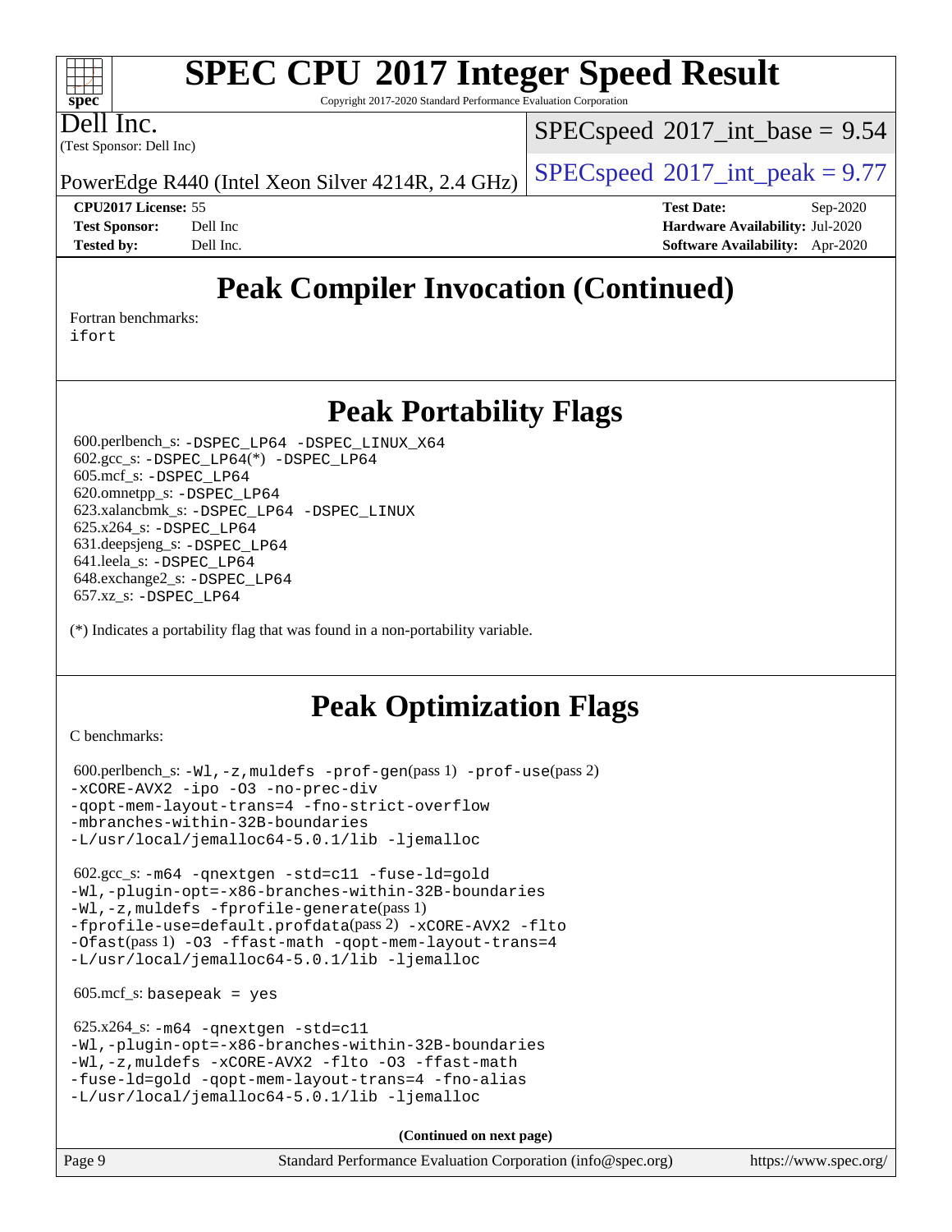# Peak Compiler Invocation (Continued)

Fortran benchmarks:
ifort

# Peak Portability Flags

600.perlbench_s: -DSPEC_LP64 -DSPEC_LINUX_X64
602.gcc_s: -DSPEC_LP64(*) -DSPEC_LP64
605.mcf_s: -DSPEC_LP64
620.omnetpp_s: -DSPEC_LP64
623.xalancbmk_s: -DSPEC_LP64 -DSPEC_LINUX
625.x264_s: -DSPEC_LP64
631.deepsjeng_s: -DSPEC_LP64
641.leela_s: -DSPEC_LP64
648.exchange2_s: -DSPEC_LP64
657.xz_s: -DSPEC_LP64

(*) Indicates a portability flag that was found in a non-portability variable.

# Peak Optimization Flags

C benchmarks:

600.perlbench_s: -Wl,-z,muldefs -prof-gen(pass 1) -prof-use(pass 2) -xCORE-AVX2 -ipo -O3 -no-prec-div -qopt-mem-layout-trans=4 -fno-strict-overflow -mbranches-within-32B-boundaries -L/usr/local/jemalloc64-5.0.1/lib -ljemalloc

602.gcc_s: -m64 -qnextgen -std=c11 -fuse-ld=gold -Wl,-plugin-opt=-x86-branches-within-32B-boundaries -Wl,-z,muldefs -fprofile-generate(pass 1) -fprofile-use=default.profdata(pass 2) -xCORE-AVX2 -flto -Ofast(pass 1) -O3 -ffast-math -qopt-mem-layout-trans=4 -L/usr/local/jemalloc64-5.0.1/lib -ljemalloc

605.mcf_s: basepeak = yes

625.x264_s: -m64 -qnextgen -std=c11 -Wl,-plugin-opt=-x86-branches-within-32B-boundaries -Wl,-z,muldefs -xCORE-AVX2 -flto -O3 -ffast-math -fuse-ld=gold -qopt-mem-layout-trans=4 -fno-alias -L/usr/local/jemalloc64-5.0.1/lib -ljemalloc

(Continued on next page)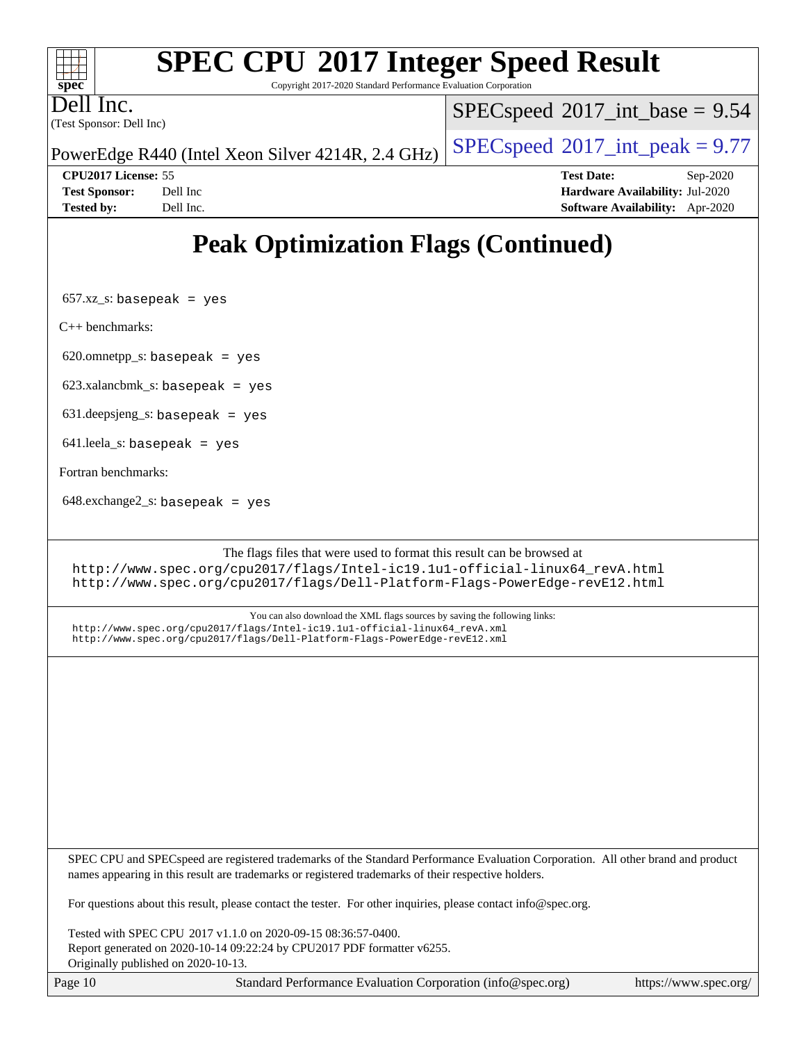# Peak Optimization Flags (Continued)

657.xz_s: basepeak = yes

C++ benchmarks:

620.omnetpp_s: basepeak = yes

623.xalancbmk_s: basepeak = yes

631.deepsjeng_s: basepeak = yes

641.leela_s: basepeak = yes

Fortran benchmarks:

648.exchange2_s: basepeak = yes

The flags files that were used to format this result can be browsed at
http://www.spec.org/cpu2017/flags/Intel-ic19.1u1-official-linux64_revA.html
http://www.spec.org/cpu2017/flags/Dell-Platform-Flags-PowerEdge-revE12.html

You can also download the XML flags sources by saving the following links:
http://www.spec.org/cpu2017/flags/Intel-ic19.1u1-official-linux64_revA.xml
http://www.spec.org/cpu2017/flags/Dell-Platform-Flags-PowerEdge-revE12.xml

SPEC CPU and SPECspeed are registered trademarks of the Standard Performance Evaluation Corporation. All other brand and product names appearing in this result are trademarks or registered trademarks of their respective holders.

For questions about this result, please contact the tester. For other inquiries, please contact info@spec.org.

Tested with SPEC CPU 2017 v1.1.0 on 2020-09-15 08:36:57-0400.
Report generated on 2020-10-14 09:22:24 by CPU2017 PDF formatter v6255.
Originally published on 2020-10-13.